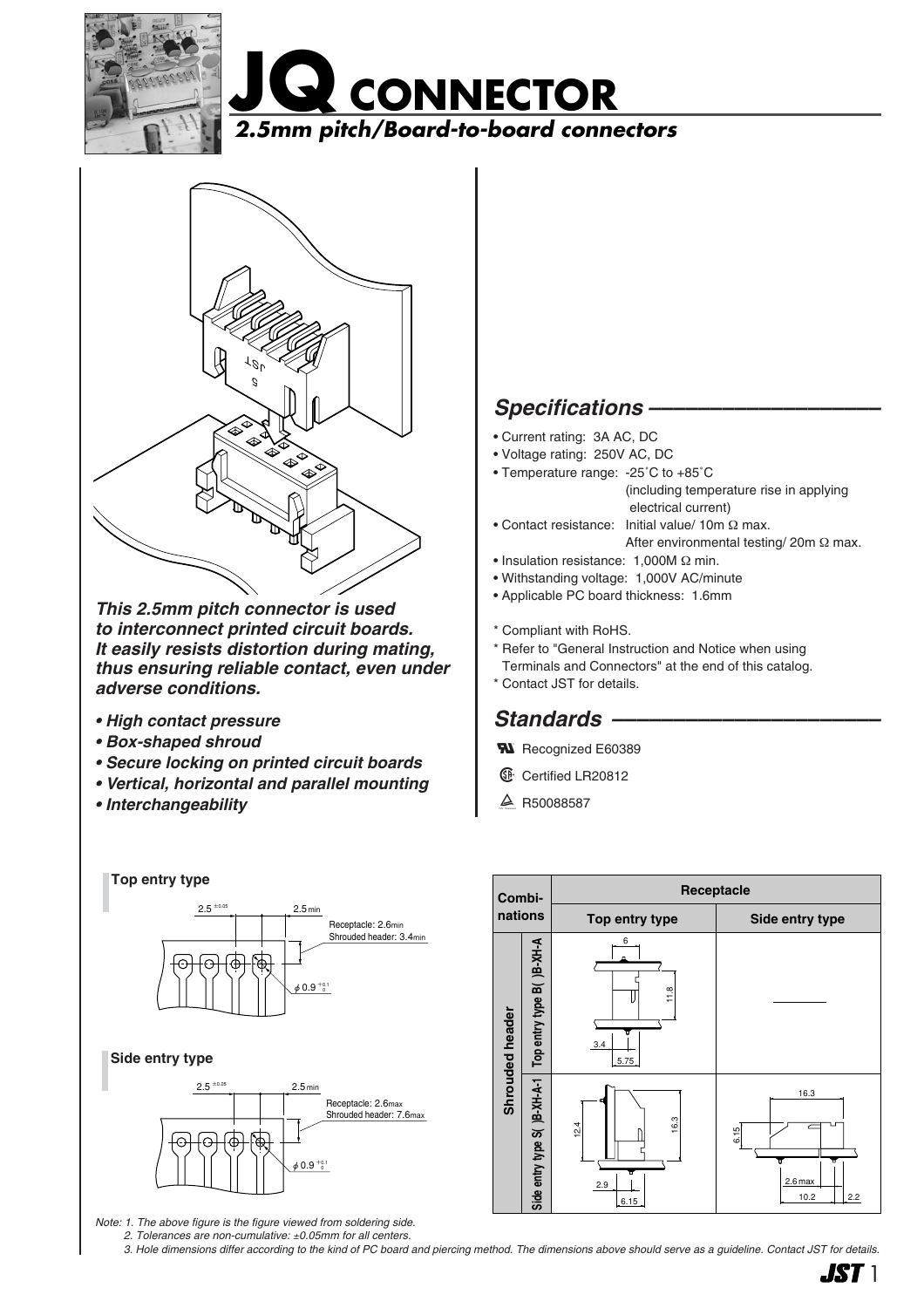# JQ CONNECTOR

*2.5mm pitch/Board-to-board connectors*

***This 2.5mm pitch connector is used to interconnect printed circuit boards. It easily resists distortion during mating, thus ensuring reliable contact, even under adverse conditions.***

- ***High contact pressure***
- ***Box-shaped shroud***
- ***Secure locking on printed circuit boards***
- ***Vertical, horizontal and parallel mounting***
- ***Interchangeability***

## *Specifications*

- Current rating: 3A AC, DC
- Voltage rating: 250V AC, DC
- Temperature range: -25˚C to +85˚C (including temperature rise in applying electrical current)
- Contact resistance: Initial value/ 10m Ω max. After environmental testing/ 20m Ω max.
- Insulation resistance: 1,000M Ω min.
- Withstanding voltage: 1,000V AC/minute
- Applicable PC board thickness: 1.6mm

\* Compliant with RoHS.
\* Refer to "General Instruction and Notice when using Terminals and Connectors" at the end of this catalog.
\* Contact JST for details.

## *Standards*

- Recognized E60389
- Certified LR20812
- R50088587

**Top entry type**

2.5 ±0.05 — 2.5min — Receptacle: 2.6min, Shrouded header: 3.4min — ϕ0.9 +0.1/0

**Side entry type**

2.5 ±0.05 — 2.5min — Receptacle: 2.6max, Shrouded header: 7.6max — ϕ0.9 +0.1/0

| Combinations | | Receptacle: Top entry type | Receptacle: Side entry type |
|---|---|---|---|
| Shrouded header | Top entry type B( )B-XH-A | 6, 11.8, 3.4, 5.75 | ——— |
| | Side entry type S( )B-XH-A-1 | 12.4, 16.3, 2.9, 6.15 | 16.3, 6.15, 2.6max, 10.2, 2.2 |

*Note: 1. The above figure is the figure viewed from soldering side.*
*2. Tolerances are non-cumulative: ±0.05mm for all centers.*
*3. Hole dimensions differ according to the kind of PC board and piercing method. The dimensions above should serve as a guideline. Contact JST for details.*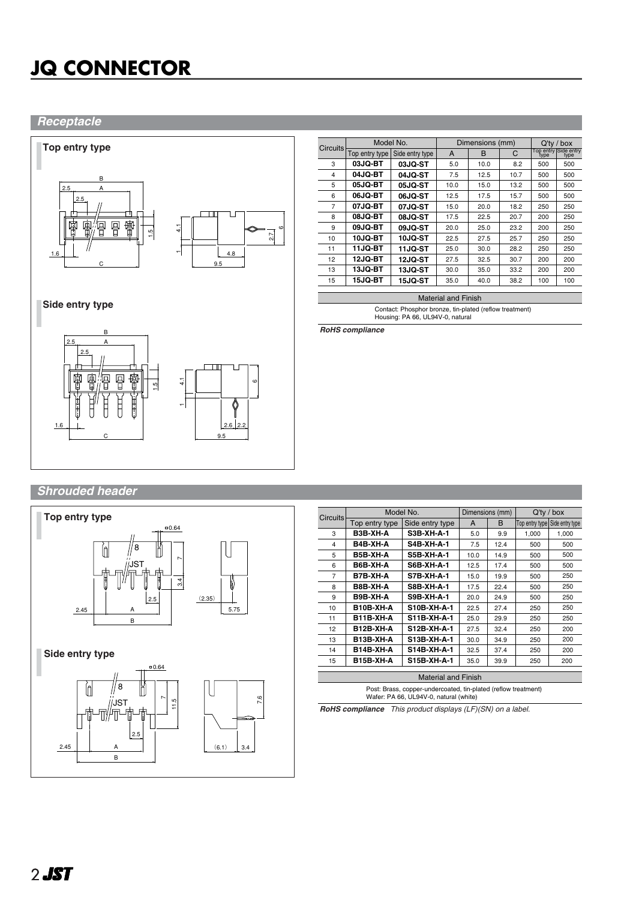# JQ CONNECTOR

## Receptacle

### Top entry type

B
2.5
A
2.5
1.5
4.1
1
6
2.7
1.6
C
4.8
9.5

### Side entry type

B
2.5
A
2.5
1.5
4.1
1
6
1.6
C
2.6
2.2
9.5

| Circuits | Model No. | | Dimensions (mm) | | | Q'ty / box | |
|---|---|---|---|---|---|---|---|
| | Top entry type | Side entry type | A | B | C | Top entry type | Side entry type |
| 3 | **03JQ-BT** | **03JQ-ST** | 5.0 | 10.0 | 8.2 | 500 | 500 |
| 4 | **04JQ-BT** | **04JQ-ST** | 7.5 | 12.5 | 10.7 | 500 | 500 |
| 5 | **05JQ-BT** | **05JQ-ST** | 10.0 | 15.0 | 13.2 | 500 | 500 |
| 6 | **06JQ-BT** | **06JQ-ST** | 12.5 | 17.5 | 15.7 | 500 | 500 |
| 7 | **07JQ-BT** | **07JQ-ST** | 15.0 | 20.0 | 18.2 | 250 | 250 |
| 8 | **08JQ-BT** | **08JQ-ST** | 17.5 | 22.5 | 20.7 | 200 | 250 |
| 9 | **09JQ-BT** | **09JQ-ST** | 20.0 | 25.0 | 23.2 | 200 | 250 |
| 10 | **10JQ-BT** | **10JQ-ST** | 22.5 | 27.5 | 25.7 | 250 | 250 |
| 11 | **11JQ-BT** | **11JQ-ST** | 25.0 | 30.0 | 28.2 | 250 | 250 |
| 12 | **12JQ-BT** | **12JQ-ST** | 27.5 | 32.5 | 30.7 | 200 | 200 |
| 13 | **13JQ-BT** | **13JQ-ST** | 30.0 | 35.0 | 33.2 | 200 | 200 |
| 15 | **15JQ-BT** | **15JQ-ST** | 35.0 | 40.0 | 38.2 | 100 | 100 |

**Material and Finish**

Contact: Phosphor bronze, tin-plated (reflow treatment)
Housing: PA 66, UL94V-0, natural

***RoHS compliance***

## Shrouded header

### Top entry type

□0.64
8
JST
7
3.4
2.5
2.45
A
B
(2.35)
5.75

### Side entry type

□0.64
8
JST
7
11.5
7.6
2.5
2.45
A
B
(6.1)
3.4

| Circuits | Model No. | | Dimensions (mm) | | Q'ty / box | |
|---|---|---|---|---|---|---|
| | Top entry type | Side entry type | A | B | Top entry type | Side entry type |
| 3 | **B3B-XH-A** | **S3B-XH-A-1** | 5.0 | 9.9 | 1,000 | 1,000 |
| 4 | **B4B-XH-A** | **S4B-XH-A-1** | 7.5 | 12.4 | 500 | 500 |
| 5 | **B5B-XH-A** | **S5B-XH-A-1** | 10.0 | 14.9 | 500 | 500 |
| 6 | **B6B-XH-A** | **S6B-XH-A-1** | 12.5 | 17.4 | 500 | 500 |
| 7 | **B7B-XH-A** | **S7B-XH-A-1** | 15.0 | 19.9 | 500 | 250 |
| 8 | **B8B-XH-A** | **S8B-XH-A-1** | 17.5 | 22.4 | 500 | 250 |
| 9 | **B9B-XH-A** | **S9B-XH-A-1** | 20.0 | 24.9 | 500 | 250 |
| 10 | **B10B-XH-A** | **S10B-XH-A-1** | 22.5 | 27.4 | 250 | 250 |
| 11 | **B11B-XH-A** | **S11B-XH-A-1** | 25.0 | 29.9 | 250 | 250 |
| 12 | **B12B-XH-A** | **S12B-XH-A-1** | 27.5 | 32.4 | 250 | 200 |
| 13 | **B13B-XH-A** | **S13B-XH-A-1** | 30.0 | 34.9 | 250 | 200 |
| 14 | **B14B-XH-A** | **S14B-XH-A-1** | 32.5 | 37.4 | 250 | 200 |
| 15 | **B15B-XH-A** | **S15B-XH-A-1** | 35.0 | 39.9 | 250 | 200 |

**Material and Finish**

Post: Brass, copper-undercoated, tin-plated (reflow treatment)
Wafer: PA 66, UL94V-0, natural (white)

***RoHS compliance*** *This product displays (LF)(SN) on a label.*